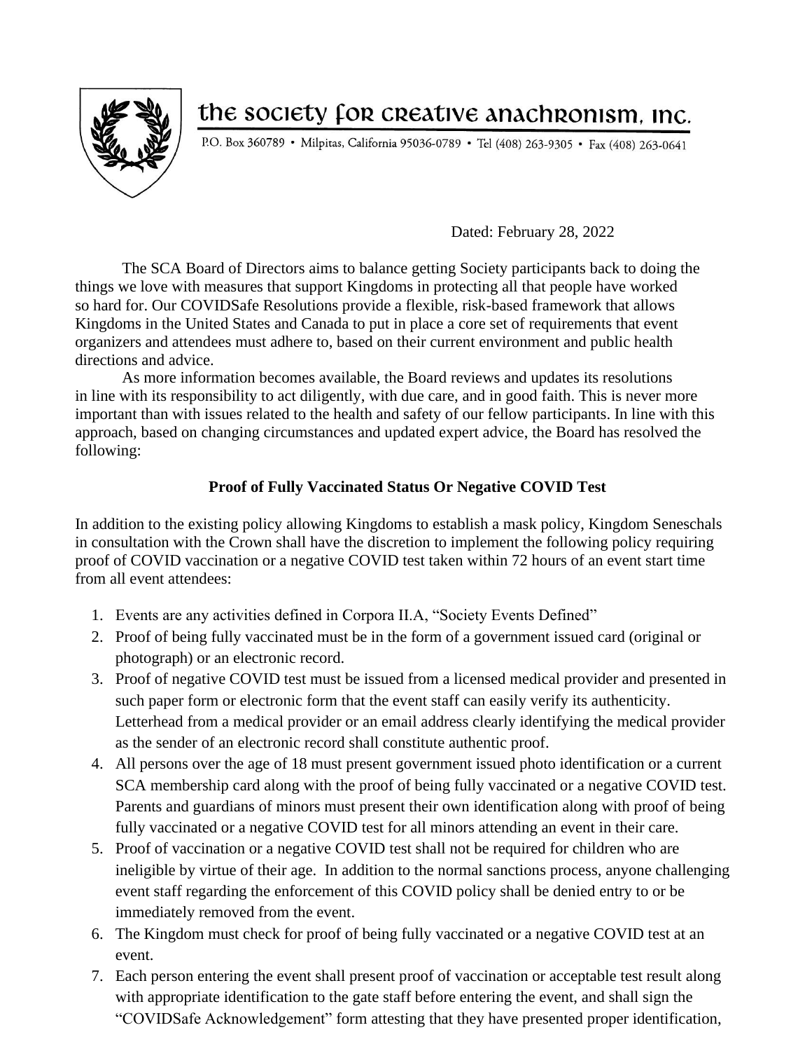# the society for creative anachronism, inc.

P.O. Box 360789 • Milpitas, California 95036-0789 • Tel (408) 263-9305 • Fax (408) 263-0641

Dated: February 28, 2022

The SCA Board of Directors aims to balance getting Society participants back to doing the things we love with measures that support Kingdoms in protecting all that people have worked so hard for. Our COVIDSafe Resolutions provide a flexible, risk-based framework that allows Kingdoms in the United States and Canada to put in place a core set of requirements that event organizers and attendees must adhere to, based on their current environment and public health directions and advice.

As more information becomes available, the Board reviews and updates its resolutions in line with its responsibility to act diligently, with due care, and in good faith. This is never more important than with issues related to the health and safety of our fellow participants. In line with this approach, based on changing circumstances and updated expert advice, the Board has resolved the following:

**Proof of Fully Vaccinated Status Or Negative COVID Test**

In addition to the existing policy allowing Kingdoms to establish a mask policy, Kingdom Seneschals in consultation with the Crown shall have the discretion to implement the following policy requiring proof of COVID vaccination or a negative COVID test taken within 72 hours of an event start time from all event attendees:

1. Events are any activities defined in Corpora II.A, "Society Events Defined"
2. Proof of being fully vaccinated must be in the form of a government issued card (original or photograph) or an electronic record.
3. Proof of negative COVID test must be issued from a licensed medical provider and presented in such paper form or electronic form that the event staff can easily verify its authenticity. Letterhead from a medical provider or an email address clearly identifying the medical provider as the sender of an electronic record shall constitute authentic proof.
4. All persons over the age of 18 must present government issued photo identification or a current SCA membership card along with the proof of being fully vaccinated or a negative COVID test. Parents and guardians of minors must present their own identification along with proof of being fully vaccinated or a negative COVID test for all minors attending an event in their care.
5. Proof of vaccination or a negative COVID test shall not be required for children who are ineligible by virtue of their age. In addition to the normal sanctions process, anyone challenging event staff regarding the enforcement of this COVID policy shall be denied entry to or be immediately removed from the event.
6. The Kingdom must check for proof of being fully vaccinated or a negative COVID test at an event.
7. Each person entering the event shall present proof of vaccination or acceptable test result along with appropriate identification to the gate staff before entering the event, and shall sign the "COVIDSafe Acknowledgement" form attesting that they have presented proper identification,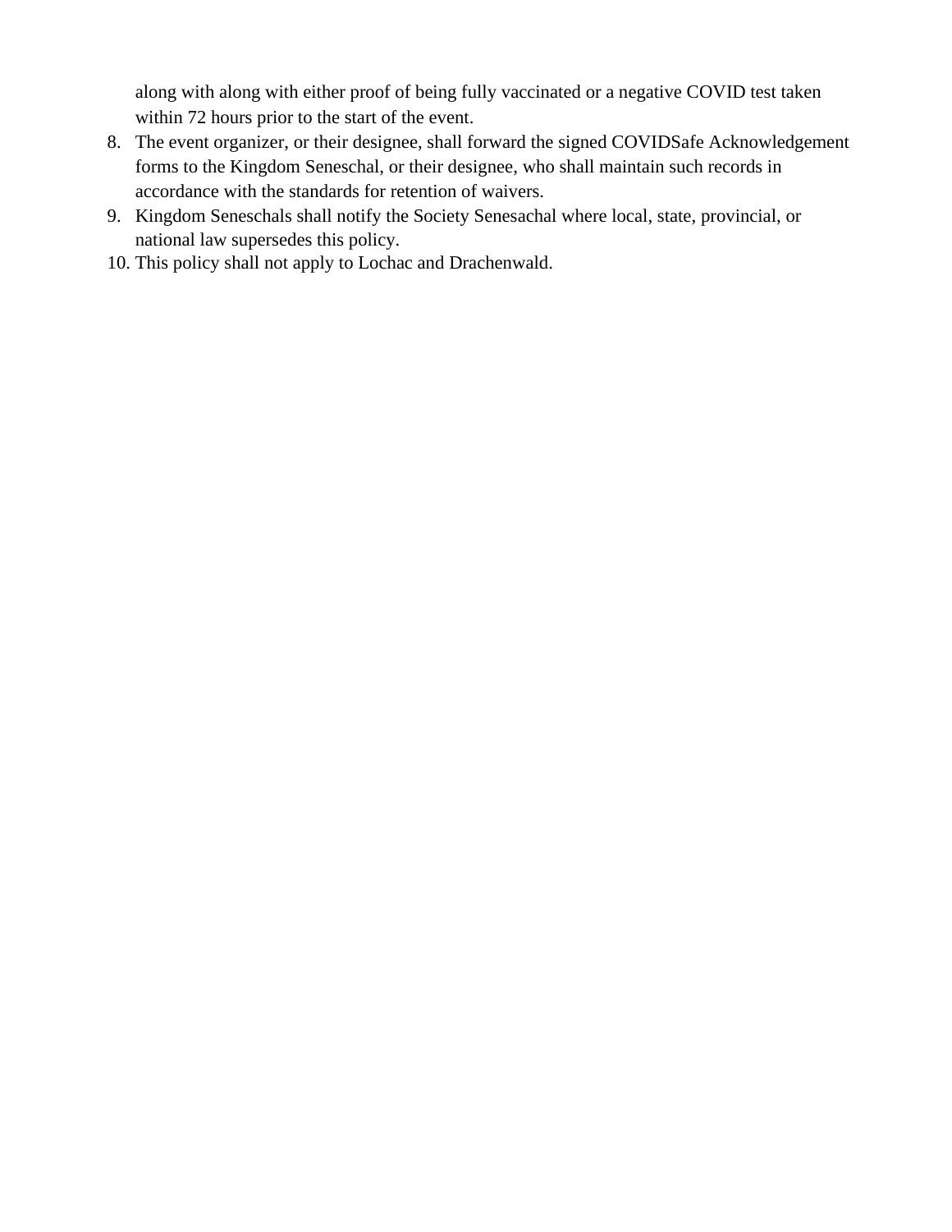along with along with either proof of being fully vaccinated or a negative COVID test taken within 72 hours prior to the start of the event.

8. The event organizer, or their designee, shall forward the signed COVIDSafe Acknowledgement forms to the Kingdom Seneschal, or their designee, who shall maintain such records in accordance with the standards for retention of waivers.
9. Kingdom Seneschals shall notify the Society Senesachal where local, state, provincial, or national law supersedes this policy.
10. This policy shall not apply to Lochac and Drachenwald.